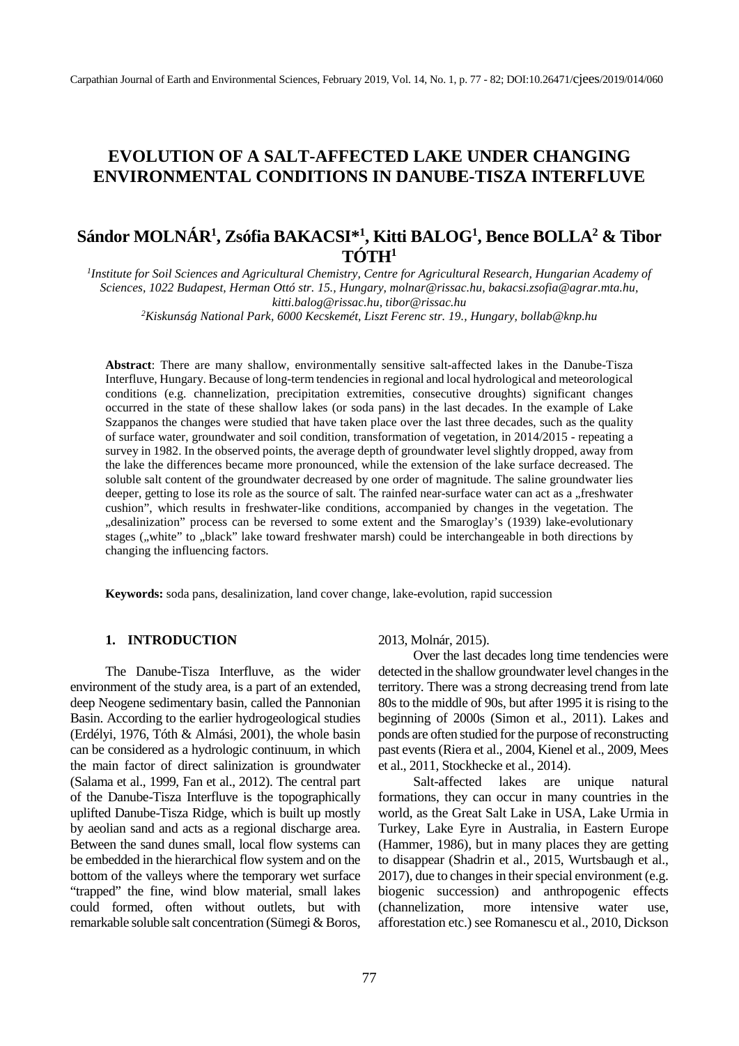# EVOLUTION OF A SALT-AFFECTED LAKE UNDER CHANGING ENVIRONMENTAL CONDITIONS IN DANUBE-TISZA INTERFLUVE

## Sándor MOLNÁR[1], Zsófia BAKACSI*[1], Kitti BALOG[1], Bence BOLLA[2] & Tibor TÓTH[1]

[1]*Institute for Soil Sciences and Agricultural Chemistry, Centre for Agricultural Research, Hungarian Academy of Sciences, 1022 Budapest, Herman Ottó str. 15., Hungary, molnar@rissac.hu, bakacsi.zsofia@agrar.mta.hu, kitti.balog@rissac.hu, tibor@rissac.hu*

[2]*Kiskunság National Park, 6000 Kecskemét, Liszt Ferenc str. 19., Hungary, bollab@knp.hu*

**Abstract**: There are many shallow, environmentally sensitive salt-affected lakes in the Danube-Tisza Interfluve, Hungary. Because of long-term tendencies in regional and local hydrological and meteorological conditions (e.g. channelization, precipitation extremities, consecutive droughts) significant changes occurred in the state of these shallow lakes (or soda pans) in the last decades. In the example of Lake Szappanos the changes were studied that have taken place over the last three decades, such as the quality of surface water, groundwater and soil condition, transformation of vegetation, in 2014/2015 - repeating a survey in 1982. In the observed points, the average depth of groundwater level slightly dropped, away from the lake the differences became more pronounced, while the extension of the lake surface decreased. The soluble salt content of the groundwater decreased by one order of magnitude. The saline groundwater lies deeper, getting to lose its role as the source of salt. The rainfed near-surface water can act as a „freshwater cushion", which results in freshwater-like conditions, accompanied by changes in the vegetation. The „desalinization" process can be reversed to some extent and the Smaroglay's (1939) lake-evolutionary stages („white" to „black" lake toward freshwater marsh) could be interchangeable in both directions by changing the influencing factors.

**Keywords:** soda pans, desalinization, land cover change, lake-evolution, rapid succession

## 1. INTRODUCTION

The Danube-Tisza Interfluve, as the wider environment of the study area, is a part of an extended, deep Neogene sedimentary basin, called the Pannonian Basin. According to the earlier hydrogeological studies (Erdélyi, 1976, Tóth & Almási, 2001), the whole basin can be considered as a hydrologic continuum, in which the main factor of direct salinization is groundwater (Salama et al., 1999, Fan et al., 2012). The central part of the Danube-Tisza Interfluve is the topographically uplifted Danube-Tisza Ridge, which is built up mostly by aeolian sand and acts as a regional discharge area. Between the sand dunes small, local flow systems can be embedded in the hierarchical flow system and on the bottom of the valleys where the temporary wet surface "trapped" the fine, wind blow material, small lakes could formed, often without outlets, but with remarkable soluble salt concentration (Sümegi & Boros, 2013, Molnár, 2015).

Over the last decades long time tendencies were detected in the shallow groundwater level changes in the territory. There was a strong decreasing trend from late 80s to the middle of 90s, but after 1995 it is rising to the beginning of 2000s (Simon et al., 2011). Lakes and ponds are often studied for the purpose of reconstructing past events (Riera et al., 2004, Kienel et al., 2009, Mees et al., 2011, Stockhecke et al., 2014).

Salt-affected lakes are unique natural formations, they can occur in many countries in the world, as the Great Salt Lake in USA, Lake Urmia in Turkey, Lake Eyre in Australia, in Eastern Europe (Hammer, 1986), but in many places they are getting to disappear (Shadrin et al., 2015, Wurtsbaugh et al., 2017), due to changes in their special environment (e.g. biogenic succession) and anthropogenic effects (channelization, more intensive water use, afforestation etc.) see Romanescu et al., 2010, Dickson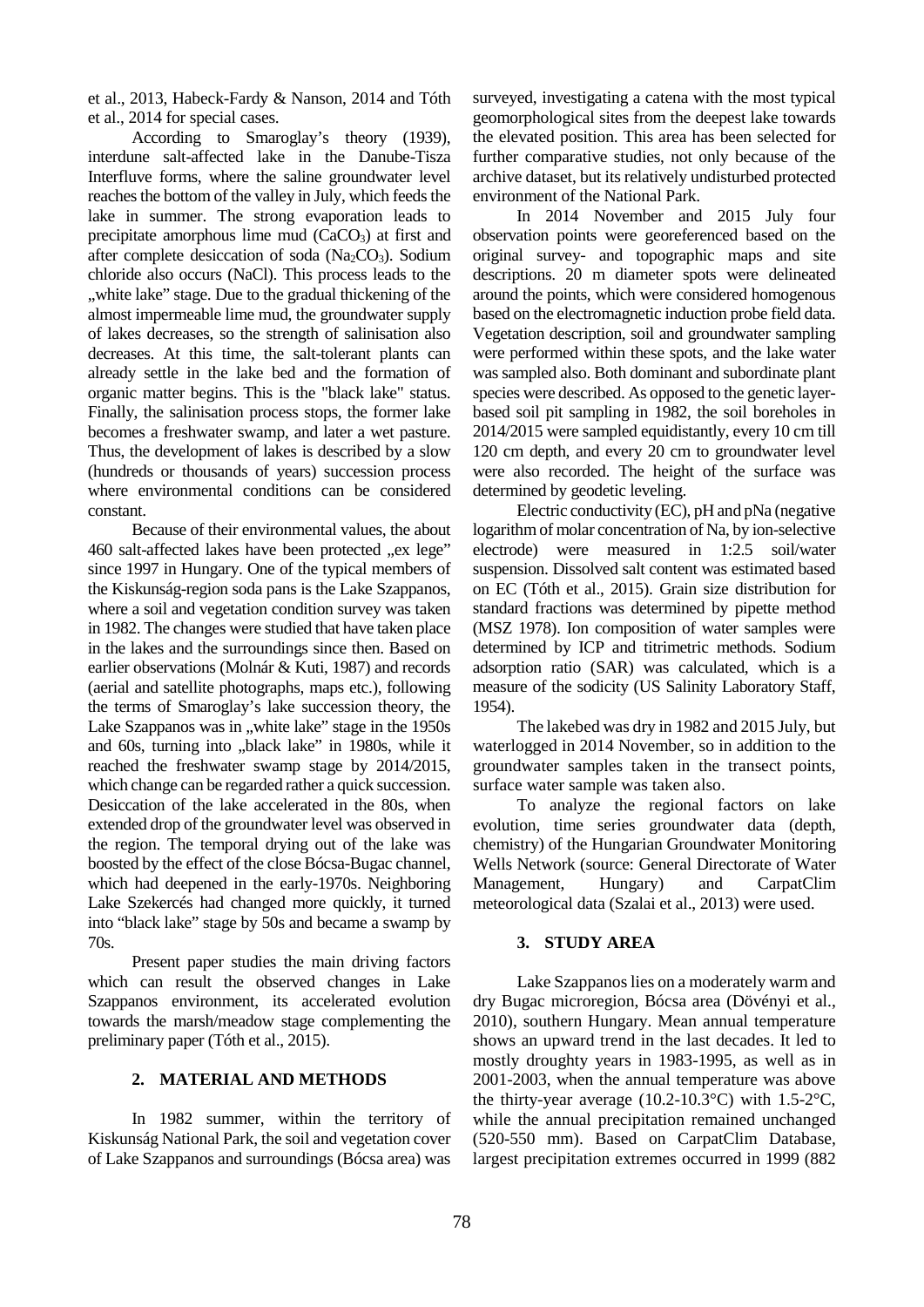et al., 2013, Habeck-Fardy & Nanson, 2014 and Tóth et al., 2014 for special cases.

According to Smaroglay's theory (1939), interdune salt-affected lake in the Danube-Tisza Interfluve forms, where the saline groundwater level reaches the bottom of the valley in July, which feeds the lake in summer. The strong evaporation leads to precipitate amorphous lime mud ($CaCO_3$) at first and after complete desiccation of soda ($Na_2CO_3$). Sodium chloride also occurs (NaCl). This process leads to the „white lake" stage. Due to the gradual thickening of the almost impermeable lime mud, the groundwater supply of lakes decreases, so the strength of salinisation also decreases. At this time, the salt-tolerant plants can already settle in the lake bed and the formation of organic matter begins. This is the "black lake" status. Finally, the salinisation process stops, the former lake becomes a freshwater swamp, and later a wet pasture. Thus, the development of lakes is described by a slow (hundreds or thousands of years) succession process where environmental conditions can be considered constant.

Because of their environmental values, the about 460 salt-affected lakes have been protected „ex lege" since 1997 in Hungary. One of the typical members of the Kiskunság-region soda pans is the Lake Szappanos, where a soil and vegetation condition survey was taken in 1982. The changes were studied that have taken place in the lakes and the surroundings since then. Based on earlier observations (Molnár & Kuti, 1987) and records (aerial and satellite photographs, maps etc.), following the terms of Smaroglay's lake succession theory, the Lake Szappanos was in „white lake" stage in the 1950s and 60s, turning into „black lake" in 1980s, while it reached the freshwater swamp stage by 2014/2015, which change can be regarded rather a quick succession. Desiccation of the lake accelerated in the 80s, when extended drop of the groundwater level was observed in the region. The temporal drying out of the lake was boosted by the effect of the close Bócsa-Bugac channel, which had deepened in the early-1970s. Neighboring Lake Szekercés had changed more quickly, it turned into "black lake" stage by 50s and became a swamp by 70s.

Present paper studies the main driving factors which can result the observed changes in Lake Szappanos environment, its accelerated evolution towards the marsh/meadow stage complementing the preliminary paper (Tóth et al., 2015).

## 2. MATERIAL AND METHODS

In 1982 summer, within the territory of Kiskunság National Park, the soil and vegetation cover of Lake Szappanos and surroundings (Bócsa area) was surveyed, investigating a catena with the most typical geomorphological sites from the deepest lake towards the elevated position. This area has been selected for further comparative studies, not only because of the archive dataset, but its relatively undisturbed protected environment of the National Park.

In 2014 November and 2015 July four observation points were georeferenced based on the original survey- and topographic maps and site descriptions. 20 m diameter spots were delineated around the points, which were considered homogenous based on the electromagnetic induction probe field data. Vegetation description, soil and groundwater sampling were performed within these spots, and the lake water was sampled also. Both dominant and subordinate plant species were described. As opposed to the genetic layer-based soil pit sampling in 1982, the soil boreholes in 2014/2015 were sampled equidistantly, every 10 cm till 120 cm depth, and every 20 cm to groundwater level were also recorded. The height of the surface was determined by geodetic leveling.

Electric conductivity (EC), pH and pNa (negative logarithm of molar concentration of Na, by ion-selective electrode) were measured in 1:2.5 soil/water suspension. Dissolved salt content was estimated based on EC (Tóth et al., 2015). Grain size distribution for standard fractions was determined by pipette method (MSZ 1978). Ion composition of water samples were determined by ICP and titrimetric methods. Sodium adsorption ratio (SAR) was calculated, which is a measure of the sodicity (US Salinity Laboratory Staff, 1954).

The lakebed was dry in 1982 and 2015 July, but waterlogged in 2014 November, so in addition to the groundwater samples taken in the transect points, surface water sample was taken also.

To analyze the regional factors on lake evolution, time series groundwater data (depth, chemistry) of the Hungarian Groundwater Monitoring Wells Network (source: General Directorate of Water Management, Hungary) and CarpatClim meteorological data (Szalai et al., 2013) were used.

## 3. STUDY AREA

Lake Szappanos lies on a moderately warm and dry Bugac microregion, Bócsa area (Dövényi et al., 2010), southern Hungary. Mean annual temperature shows an upward trend in the last decades. It led to mostly droughty years in 1983-1995, as well as in 2001-2003, when the annual temperature was above the thirty-year average (10.2-10.3°C) with 1.5-2°C, while the annual precipitation remained unchanged (520-550 mm). Based on CarpatClim Database, largest precipitation extremes occurred in 1999 (882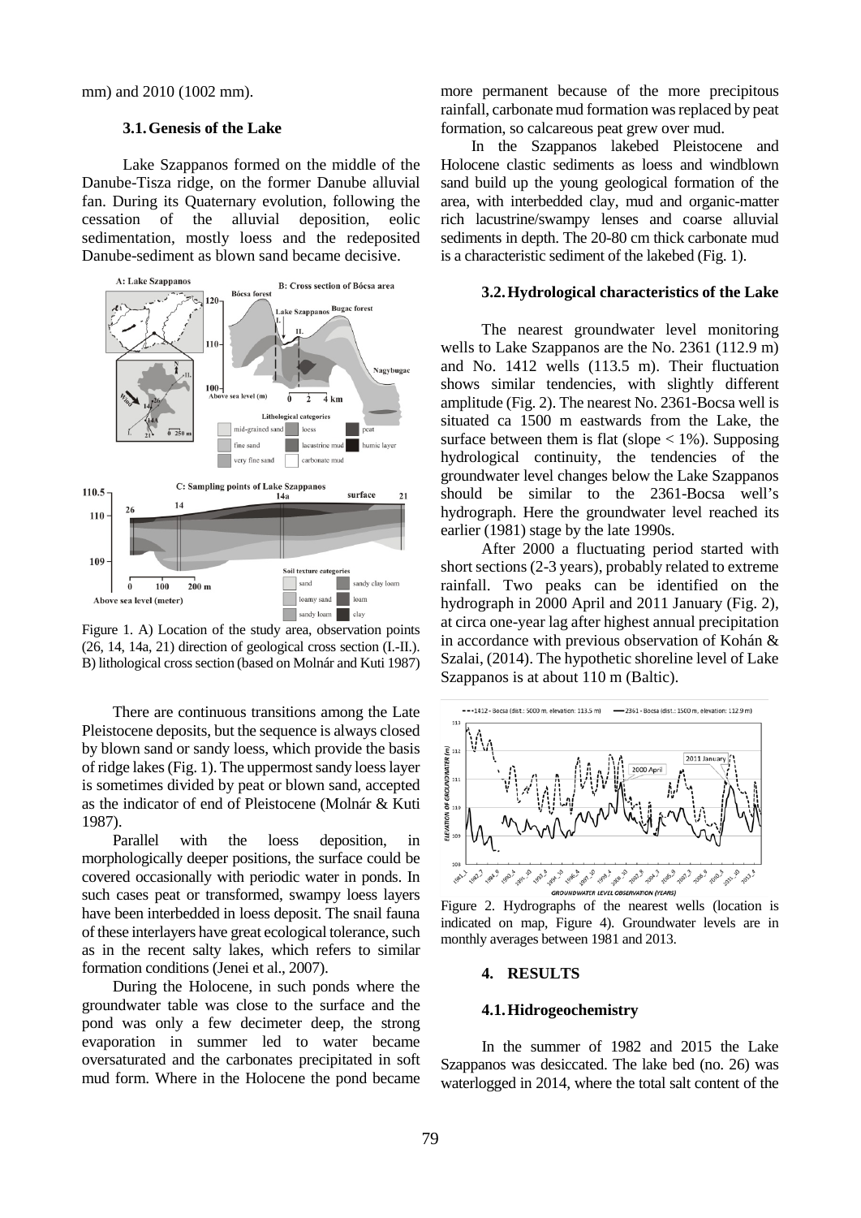mm) and 2010 (1002 mm).

### 3.1. Genesis of the Lake

Lake Szappanos formed on the middle of the Danube-Tisza ridge, on the former Danube alluvial fan. During its Quaternary evolution, following the cessation of the alluvial deposition, eolic sedimentation, mostly loess and the redeposited Danube-sediment as blown sand became decisive.

Figure 1. A) Location of the study area, observation points (26, 14, 14a, 21) direction of geological cross section (I.-II.). B) lithological cross section (based on Molnár and Kuti 1987)

There are continuous transitions among the Late Pleistocene deposits, but the sequence is always closed by blown sand or sandy loess, which provide the basis of ridge lakes (Fig. 1). The uppermost sandy loess layer is sometimes divided by peat or blown sand, accepted as the indicator of end of Pleistocene (Molnár & Kuti 1987).

Parallel with the loess deposition, in morphologically deeper positions, the surface could be covered occasionally with periodic water in ponds. In such cases peat or transformed, swampy loess layers have been interbedded in loess deposit. The snail fauna of these interlayers have great ecological tolerance, such as in the recent salty lakes, which refers to similar formation conditions (Jenei et al., 2007).

During the Holocene, in such ponds where the groundwater table was close to the surface and the pond was only a few decimeter deep, the strong evaporation in summer led to water became oversaturated and the carbonates precipitated in soft mud form. Where in the Holocene the pond became more permanent because of the more precipitous rainfall, carbonate mud formation was replaced by peat formation, so calcareous peat grew over mud.

In the Szappanos lakebed Pleistocene and Holocene clastic sediments as loess and windblown sand build up the young geological formation of the area, with interbedded clay, mud and organic-matter rich lacustrine/swampy lenses and coarse alluvial sediments in depth. The 20-80 cm thick carbonate mud is a characteristic sediment of the lakebed (Fig. 1).

### 3.2. Hydrological characteristics of the Lake

The nearest groundwater level monitoring wells to Lake Szappanos are the No. 2361 (112.9 m) and No. 1412 wells (113.5 m). Their fluctuation shows similar tendencies, with slightly different amplitude (Fig. 2). The nearest No. 2361-Bocsa well is situated ca 1500 m eastwards from the Lake, the surface between them is flat (slope < 1%). Supposing hydrological continuity, the tendencies of the groundwater level changes below the Lake Szappanos should be similar to the 2361-Bocsa well's hydrograph. Here the groundwater level reached its earlier (1981) stage by the late 1990s.

After 2000 a fluctuating period started with short sections (2-3 years), probably related to extreme rainfall. Two peaks can be identified on the hydrograph in 2000 April and 2011 January (Fig. 2), at circa one-year lag after highest annual precipitation in accordance with previous observation of Kohán & Szalai, (2014). The hypothetic shoreline level of Lake Szappanos is at about 110 m (Baltic).

Figure 2. Hydrographs of the nearest wells (location is indicated on map, Figure 4). Groundwater levels are in monthly averages between 1981 and 2013.

## 4. RESULTS

### 4.1. Hidrogeochemistry

In the summer of 1982 and 2015 the Lake Szappanos was desiccated. The lake bed (no. 26) was waterlogged in 2014, where the total salt content of the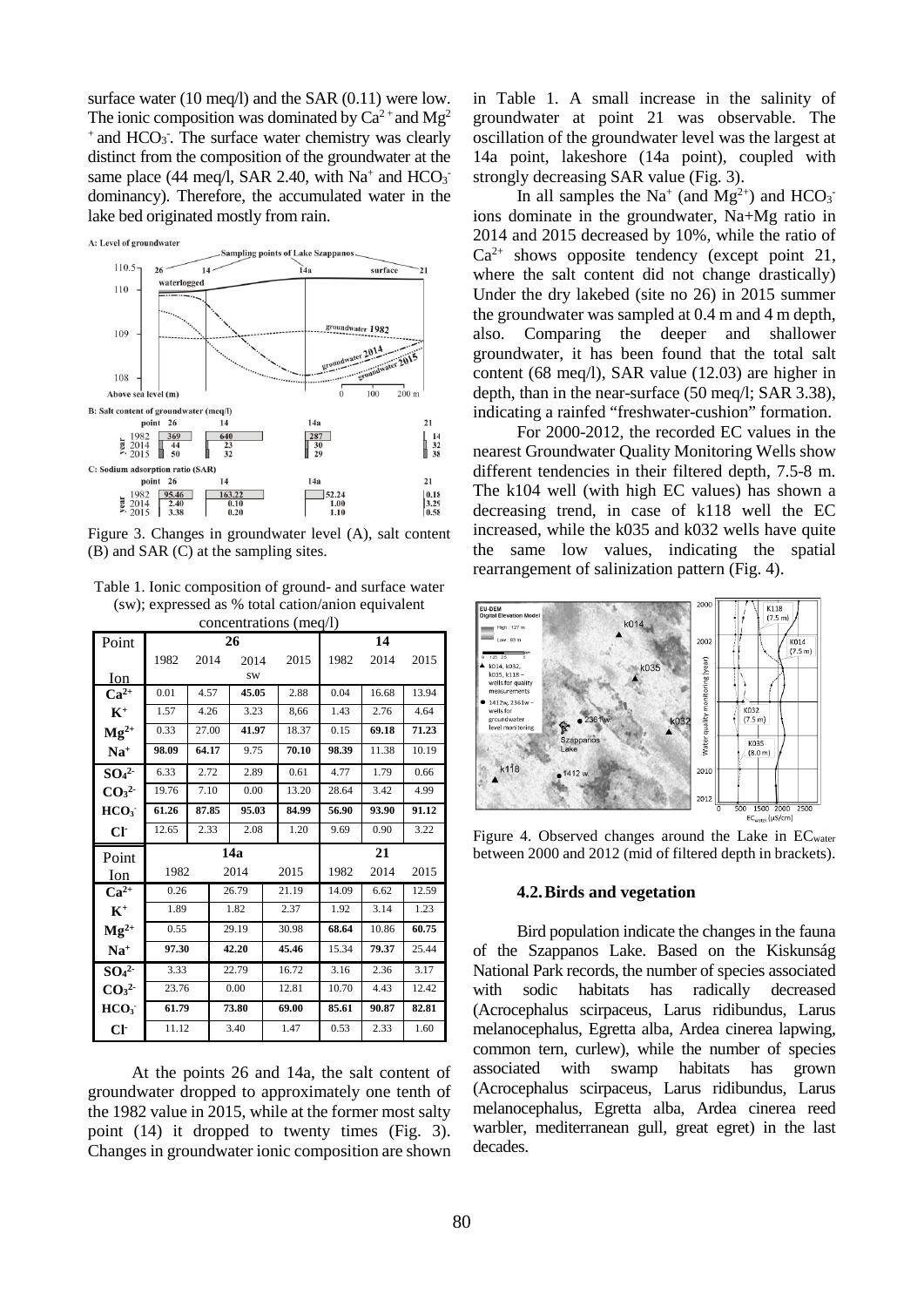surface water (10 meq/l) and the SAR (0.11) were low. The ionic composition was dominated by $Ca^{2+}$ and $Mg^{2+}$ and $HCO_3^-$. The surface water chemistry was clearly distinct from the composition of the groundwater at the same place (44 meq/l, SAR 2.40, with $Na^+$ and $HCO_3^-$ dominancy). Therefore, the accumulated water in the lake bed originated mostly from rain.

Figure 3. Changes in groundwater level (A), salt content (B) and SAR (C) at the sampling sites.

Table 1. Ionic composition of ground- and surface water (sw); expressed as % total cation/anion equivalent concentrations (meq/l)

| Point | 26 | | | | 14 | | |
|---|---|---|---|---|---|---|---|
| Ion | 1982 | 2014 | 2014 sw | 2015 | 1982 | 2014 | 2015 |
| $Ca^{2+}$ | 0.01 | 4.57 | **45.05** | 2.88 | 0.04 | 16.68 | 13.94 |
| $K^+$ | 1.57 | 4.26 | 3.23 | 8,66 | 1.43 | 2.76 | 4.64 |
| $Mg^{2+}$ | 0.33 | 27.00 | **41.97** | 18.37 | 0.15 | **69.18** | **71.23** |
| $Na^+$ | **98.09** | **64.17** | 9.75 | **70.10** | **98.39** | 11.38 | 10.19 |
| $SO_4^{2-}$ | 6.33 | 2.72 | 2.89 | 0.61 | 4.77 | 1.79 | 0.66 |
| $CO_3^{2-}$ | 19.76 | 7.10 | 0.00 | 13.20 | 28.64 | 3.42 | 4.99 |
| $HCO_3^-$ | **61.26** | **87.85** | **95.03** | **84.99** | **56.90** | **93.90** | **91.12** |
| $Cl^-$ | 12.65 | 2.33 | 2.08 | 1.20 | 9.69 | 0.90 | 3.22 |

| Point | 14a | | | 21 | | |
|---|---|---|---|---|---|---|
| Ion | 1982 | 2014 | 2015 | 1982 | 2014 | 2015 |
| $Ca^{2+}$ | 0.26 | 26.79 | 21.19 | 14.09 | 6.62 | 12.59 |
| $K^+$ | 1.89 | 1.82 | 2.37 | 1.92 | 3.14 | 1.23 |
| $Mg^{2+}$ | 0.55 | 29.19 | 30.98 | **68.64** | 10.86 | **60.75** |
| $Na^+$ | **97.30** | **42.20** | **45.46** | 15.34 | **79.37** | 25.44 |
| $SO_4^{2-}$ | 3.33 | 22.79 | 16.72 | 3.16 | 2.36 | 3.17 |
| $CO_3^{2-}$ | 23.76 | 0.00 | 12.81 | 10.70 | 4.43 | 12.42 |
| $HCO_3^-$ | **61.79** | **73.80** | **69.00** | **85.61** | **90.87** | **82.81** |
| $Cl^-$ | 11.12 | 3.40 | 1.47 | 0.53 | 2.33 | 1.60 |

At the points 26 and 14a, the salt content of groundwater dropped to approximately one tenth of the 1982 value in 2015, while at the former most salty point (14) it dropped to twenty times (Fig. 3). Changes in groundwater ionic composition are shown in Table 1. A small increase in the salinity of groundwater at point 21 was observable. The oscillation of the groundwater level was the largest at 14a point, lakeshore (14a point), coupled with strongly decreasing SAR value (Fig. 3).

In all samples the $Na^+$ (and $Mg^{2+}$) and $HCO_3^-$ ions dominate in the groundwater, Na+Mg ratio in 2014 and 2015 decreased by 10%, while the ratio of $Ca^{2+}$ shows opposite tendency (except point 21, where the salt content did not change drastically) Under the dry lakebed (site no 26) in 2015 summer the groundwater was sampled at 0.4 m and 4 m depth, also. Comparing the deeper and shallower groundwater, it has been found that the total salt content (68 meq/l), SAR value (12.03) are higher in depth, than in the near-surface (50 meq/l; SAR 3.38), indicating a rainfed "freshwater-cushion" formation.

For 2000-2012, the recorded EC values in the nearest Groundwater Quality Monitoring Wells show different tendencies in their filtered depth, 7.5-8 m. The k104 well (with high EC values) has shown a decreasing trend, in case of k118 well the EC increased, while the k035 and k032 wells have quite the same low values, indicating the spatial rearrangement of salinization pattern (Fig. 4).

Figure 4. Observed changes around the Lake in $EC_{water}$ between 2000 and 2012 (mid of filtered depth in brackets).

### 4.2. Birds and vegetation

Bird population indicate the changes in the fauna of the Szappanos Lake. Based on the Kiskunság National Park records, the number of species associated with sodic habitats has radically decreased (Acrocephalus scirpaceus, Larus ridibundus, Larus melanocephalus, Egretta alba, Ardea cinerea lapwing, common tern, curlew), while the number of species associated with swamp habitats has grown (Acrocephalus scirpaceus, Larus ridibundus, Larus melanocephalus, Egretta alba, Ardea cinerea reed warbler, mediterranean gull, great egret) in the last decades.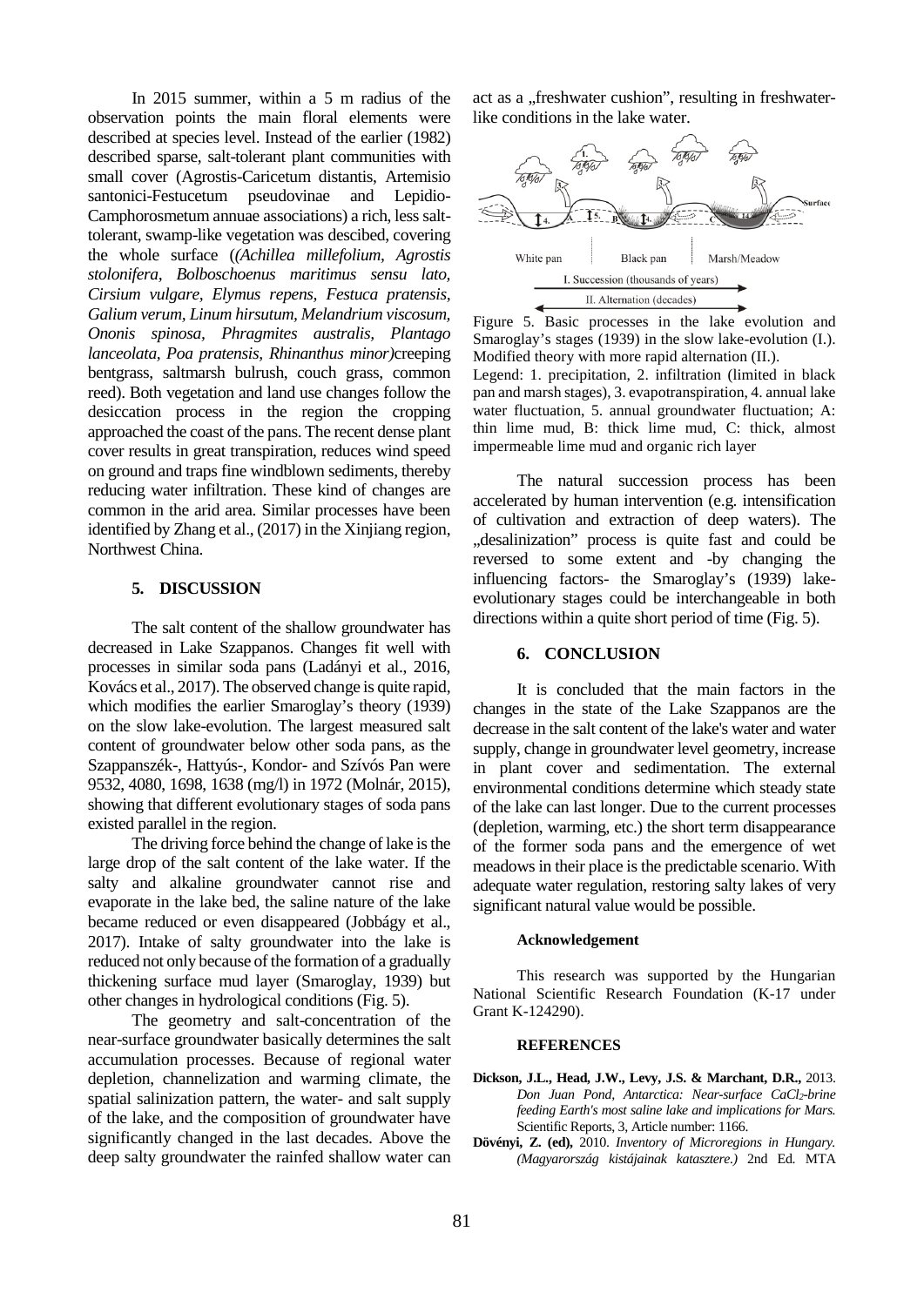In 2015 summer, within a 5 m radius of the observation points the main floral elements were described at species level. Instead of the earlier (1982) described sparse, salt-tolerant plant communities with small cover (Agrostis-Caricetum distantis, Artemisio santonici-Festucetum pseudovinae and Lepidio-Camphorosmetum annuae associations) a rich, less salt-tolerant, swamp-like vegetation was descibed, covering the whole surface (*(Achillea millefolium, Agrostis stolonifera, Bolboschoenus maritimus sensu lato, Cirsium vulgare, Elymus repens, Festuca pratensis, Galium verum, Linum hirsutum, Melandrium viscosum, Ononis spinosa, Phragmites australis, Plantago lanceolata, Poa pratensis, Rhinanthus minor)*creeping bentgrass, saltmarsh bulrush, couch grass, common reed). Both vegetation and land use changes follow the desiccation process in the region the cropping approached the coast of the pans. The recent dense plant cover results in great transpiration, reduces wind speed on ground and traps fine windblown sediments, thereby reducing water infiltration. These kind of changes are common in the arid area. Similar processes have been identified by Zhang et al., (2017) in the Xinjiang region, Northwest China.

## 5. DISCUSSION

The salt content of the shallow groundwater has decreased in Lake Szappanos. Changes fit well with processes in similar soda pans (Ladányi et al., 2016, Kovács et al., 2017). The observed change is quite rapid, which modifies the earlier Smaroglay's theory (1939) on the slow lake-evolution. The largest measured salt content of groundwater below other soda pans, as the Szappanszék-, Hattyús-, Kondor- and Szívós Pan were 9532, 4080, 1698, 1638 (mg/l) in 1972 (Molnár, 2015), showing that different evolutionary stages of soda pans existed parallel in the region.

The driving force behind the change of lake is the large drop of the salt content of the lake water. If the salty and alkaline groundwater cannot rise and evaporate in the lake bed, the saline nature of the lake became reduced or even disappeared (Jobbágy et al., 2017). Intake of salty groundwater into the lake is reduced not only because of the formation of a gradually thickening surface mud layer (Smaroglay, 1939) but other changes in hydrological conditions (Fig. 5).

The geometry and salt-concentration of the near-surface groundwater basically determines the salt accumulation processes. Because of regional water depletion, channelization and warming climate, the spatial salinization pattern, the water- and salt supply of the lake, and the composition of groundwater have significantly changed in the last decades. Above the deep salty groundwater the rainfed shallow water can act as a „freshwater cushion", resulting in freshwater-like conditions in the lake water.

Figure 5. Basic processes in the lake evolution and Smaroglay's stages (1939) in the slow lake-evolution (I.). Modified theory with more rapid alternation (II.).
Legend: 1. precipitation, 2. infiltration (limited in black pan and marsh stages), 3. evapotranspiration, 4. annual lake water fluctuation, 5. annual groundwater fluctuation; A: thin lime mud, B: thick lime mud, C: thick, almost impermeable lime mud and organic rich layer

The natural succession process has been accelerated by human intervention (e.g. intensification of cultivation and extraction of deep waters). The „desalinization" process is quite fast and could be reversed to some extent and -by changing the influencing factors- the Smaroglay's (1939) lake-evolutionary stages could be interchangeable in both directions within a quite short period of time (Fig. 5).

## 6. CONCLUSION

It is concluded that the main factors in the changes in the state of the Lake Szappanos are the decrease in the salt content of the lake's water and water supply, change in groundwater level geometry, increase in plant cover and sedimentation. The external environmental conditions determine which steady state of the lake can last longer. Due to the current processes (depletion, warming, etc.) the short term disappearance of the former soda pans and the emergence of wet meadows in their place is the predictable scenario. With adequate water regulation, restoring salty lakes of very significant natural value would be possible.

#### Acknowledgement

This research was supported by the Hungarian National Scientific Research Foundation (K-17 under Grant K-124290).

#### REFERENCES

**Dickson, J.L., Head, J.W., Levy, J.S. & Marchant, D.R.,** 2013. *Don Juan Pond, Antarctica: Near-surface $CaCl_2$-brine feeding Earth's most saline lake and implications for Mars.* Scientific Reports, 3, Article number: 1166.

**Dövényi, Z. (ed),** 2010. *Inventory of Microregions in Hungary. (Magyarország kistájainak katasztere.)* 2nd Ed. MTA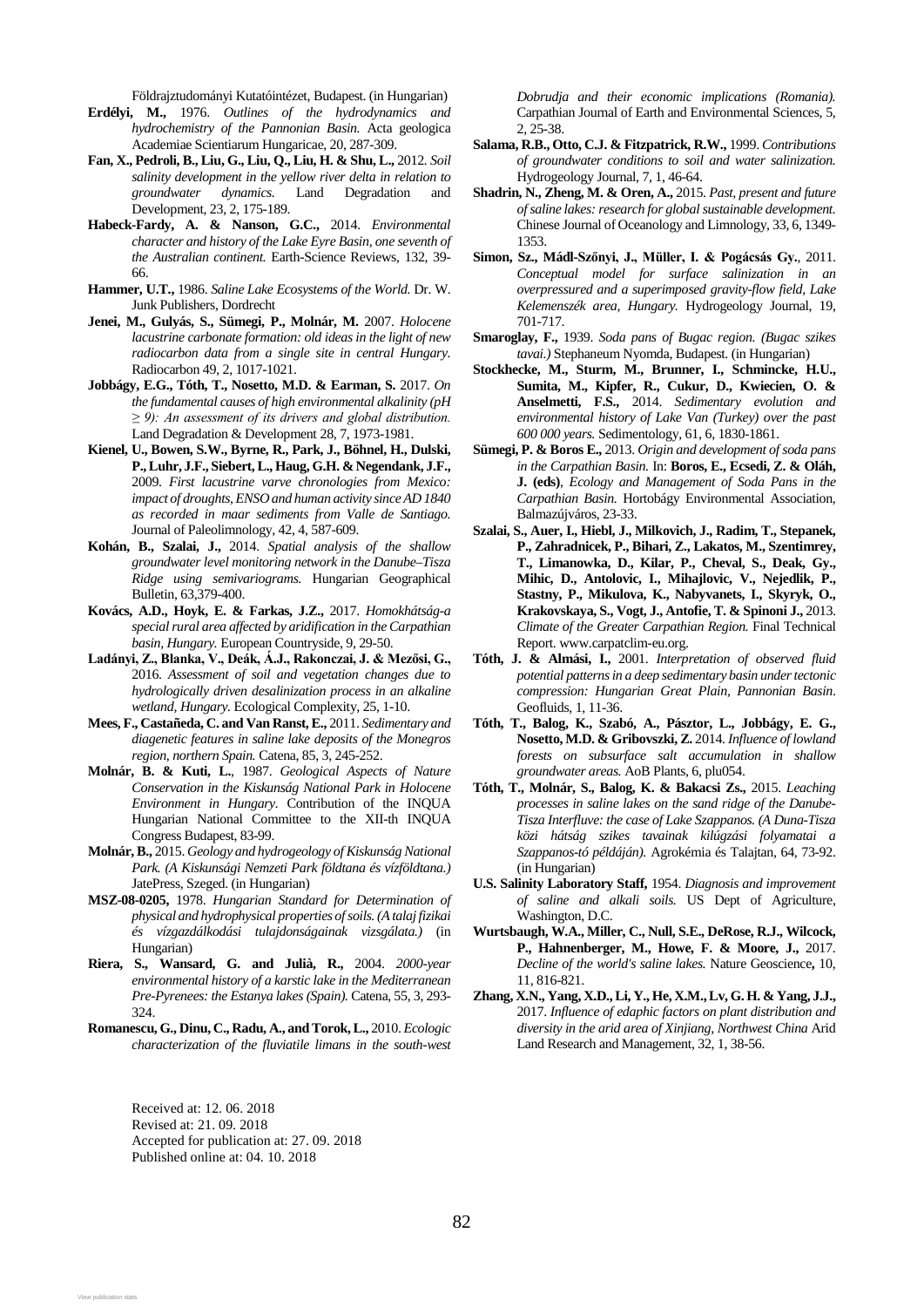Földrajztudományi Kutatóintézet, Budapest. (in Hungarian)

**Erdélyi, M.,** 1976. *Outlines of the hydrodynamics and hydrochemistry of the Pannonian Basin.* Acta geologica Academiae Scientiarum Hungaricae, 20, 287-309.

**Fan, X., Pedroli, B., Liu, G., Liu, Q., Liu, H. & Shu, L.,** 2012. *Soil salinity development in the yellow river delta in relation to groundwater dynamics.* Land Degradation and Development, 23, 2, 175-189.

**Habeck-Fardy, A. & Nanson, G.C.,** 2014. *Environmental character and history of the Lake Eyre Basin, one seventh of the Australian continent.* Earth-Science Reviews, 132, 39-66.

**Hammer, U.T.,** 1986. *Saline Lake Ecosystems of the World.* Dr. W. Junk Publishers, Dordrecht

**Jenei, M., Gulyás, S., Sümegi, P., Molnár, M.** 2007. *Holocene lacustrine carbonate formation: old ideas in the light of new radiocarbon data from a single site in central Hungary.* Radiocarbon 49, 2, 1017-1021.

**Jobbágy, E.G., Tóth, T., Nosetto, M.D. & Earman, S.** 2017. *On the fundamental causes of high environmental alkalinity (pH ≥ 9): An assessment of its drivers and global distribution.* Land Degradation & Development 28, 7, 1973-1981.

**Kienel, U., Bowen, S.W., Byrne, R., Park, J., Böhnel, H., Dulski, P., Luhr, J.F., Siebert, L., Haug, G.H. & Negendank, J.F.,** 2009. *First lacustrine varve chronologies from Mexico: impact of droughts, ENSO and human activity since AD 1840 as recorded in maar sediments from Valle de Santiago.* Journal of Paleolimnology, 42, 4, 587-609.

**Kohán, B., Szalai, J.,** 2014. *Spatial analysis of the shallow groundwater level monitoring network in the Danube–Tisza Ridge using semivariograms.* Hungarian Geographical Bulletin, 63,379-400.

**Kovács, A.D., Hoyk, E. & Farkas, J.Z.,** 2017. *Homokhátság-a special rural area affected by aridification in the Carpathian basin, Hungary.* European Countryside, 9, 29-50.

**Ladányi, Z., Blanka, V., Deák, Á.J., Rakonczai, J. & Mezősi, G.,** 2016. *Assessment of soil and vegetation changes due to hydrologically driven desalinization process in an alkaline wetland, Hungary.* Ecological Complexity, 25, 1-10.

**Mees, F., Castañeda, C. and Van Ranst, E.,** 2011. *Sedimentary and diagenetic features in saline lake deposits of the Monegros region, northern Spain.* Catena, 85, 3, 245-252.

**Molnár, B. & Kuti, L.**, 1987. *Geological Aspects of Nature Conservation in the Kiskunság National Park in Holocene Environment in Hungary*. Contribution of the INQUA Hungarian National Committee to the XII-th INQUA Congress Budapest, 83-99.

**Molnár, B.,** 2015. *Geology and hydrogeology of Kiskunság National Park. (A Kiskunsági Nemzeti Park földtana és vízföldtana.)* JatePress, Szeged. (in Hungarian)

**MSZ-08-0205,** 1978. *Hungarian Standard for Determination of physical and hydrophysical properties of soils. (A talaj fizikai és vízgazdálkodási tulajdonságainak vizsgálata.)* (in Hungarian)

**Riera, S., Wansard, G. and Julià, R.,** 2004. *2000-year environmental history of a karstic lake in the Mediterranean Pre-Pyrenees: the Estanya lakes (Spain).* Catena, 55, 3, 293-324.

**Romanescu, G., Dinu, C., Radu, A., and Torok, L.,** 2010. *Ecologic characterization of the fluviatile limans in the south-west Dobrudja and their economic implications (Romania).* Carpathian Journal of Earth and Environmental Sciences, 5, 2, 25-38.

**Salama, R.B., Otto, C.J. & Fitzpatrick, R.W.,** 1999. *Contributions of groundwater conditions to soil and water salinization.* Hydrogeology Journal, 7, 1, 46-64.

**Shadrin, N., Zheng, M. & Oren, A.,** 2015. *Past, present and future of saline lakes: research for global sustainable development.* Chinese Journal of Oceanology and Limnology, 33, 6, 1349-1353.

**Simon, Sz., Mádl-Szőnyi, J., Müller, I. & Pogácsás Gy.**, 2011. *Conceptual model for surface salinization in an overpressured and a superimposed gravity-flow field, Lake Kelemenszék area, Hungary.* Hydrogeology Journal, 19, 701-717.

**Smaroglay, F.,** 1939. *Soda pans of Bugac region. (Bugac szikes tavai.)* Stephaneum Nyomda, Budapest. (in Hungarian)

**Stockhecke, M., Sturm, M., Brunner, I., Schmincke, H.U., Sumita, M., Kipfer, R., Cukur, D., Kwiecien, O. & Anselmetti, F.S.,** 2014. *Sedimentary evolution and environmental history of Lake Van (Turkey) over the past 600 000 years.* Sedimentology, 61, 6, 1830-1861.

**Sümegi, P. & Boros E.,** 2013. *Origin and development of soda pans in the Carpathian Basin.* In: **Boros, E., Ecsedi, Z. & Oláh, J. (eds)**, *Ecology and Management of Soda Pans in the Carpathian Basin.* Hortobágy Environmental Association, Balmazújváros, 23-33.

**Szalai, S., Auer, I., Hiebl, J., Milkovich, J., Radim, T., Stepanek, P., Zahradnicek, P., Bihari, Z., Lakatos, M., Szentimrey, T., Limanowka, D., Kilar, P., Cheval, S., Deak, Gy., Mihic, D., Antolovic, I., Mihajlovic, V., Nejedlik, P., Stastny, P., Mikulova, K., Nabyvanets, I., Skyryk, O., Krakovskaya, S., Vogt, J., Antofie, T. & Spinoni J.,** 2013. *Climate of the Greater Carpathian Region.* Final Technical Report. www.carpatclim-eu.org.

**Tóth, J. & Almási, I.,** 2001. *Interpretation of observed fluid potential patterns in a deep sedimentary basin under tectonic compression: Hungarian Great Plain, Pannonian Basin*. Geofluids, 1, 11-36.

**Tóth, T., Balog, K., Szabó, A., Pásztor, L., Jobbágy, E. G., Nosetto, M.D. & Gribovszki, Z.** 2014. *Influence of lowland forests on subsurface salt accumulation in shallow groundwater areas.* AoB Plants, 6, plu054.

**Tóth, T., Molnár, S., Balog, K. & Bakacsi Zs.,** 2015. *Leaching processes in saline lakes on the sand ridge of the Danube-Tisza Interfluve: the case of Lake Szappanos. (A Duna-Tisza közi hátság szikes tavainak kilúgzási folyamatai a Szappanos-tó példáján).* Agrokémia és Talajtan, 64, 73-92. (in Hungarian)

**U.S. Salinity Laboratory Staff,** 1954. *Diagnosis and improvement of saline and alkali soils.* US Dept of Agriculture, Washington, D.C.

**Wurtsbaugh, W.A., Miller, C., Null, S.E., DeRose, R.J., Wilcock, P., Hahnenberger, M., Howe, F. & Moore, J.,** 2017. *Decline of the world's saline lakes.* Nature Geoscience**,** 10, 11, 816-821.

**Zhang, X.N., Yang, X.D., Li, Y., He, X.M., Lv, G. H. & Yang, J.J.,** 2017. *Influence of edaphic factors on plant distribution and diversity in the arid area of Xinjiang, Northwest China* Arid Land Research and Management, 32, 1, 38-56.

Received at: 12. 06. 2018
Revised at: 21. 09. 2018
Accepted for publication at: 27. 09. 2018
Published online at: 04. 10. 2018